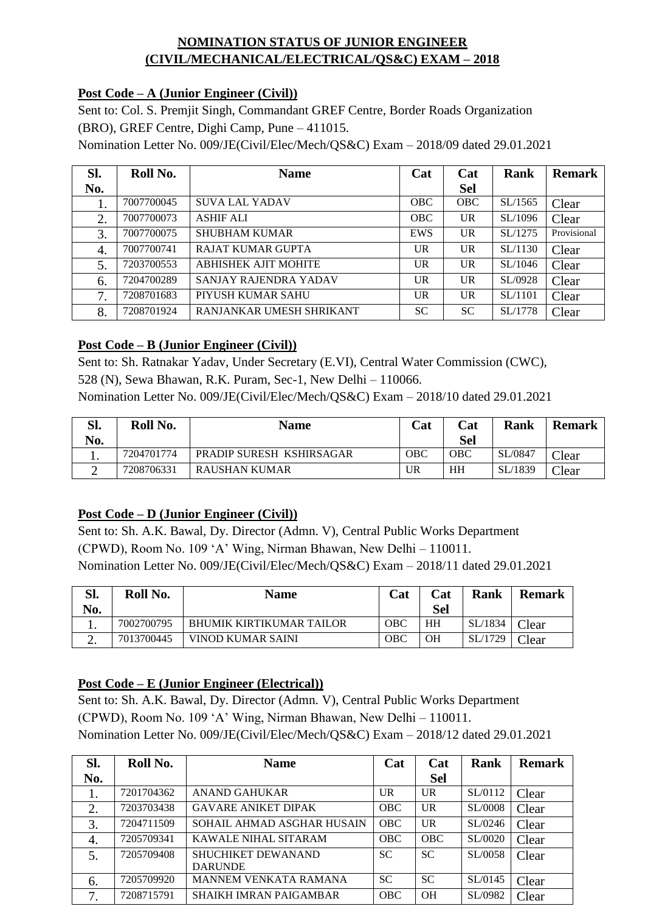# NOMINATION STATUS OF JUNIOR ENGINEER (CIVIL/MECHANICAL/ELECTRICAL/QS&C) EXAM – 2018

**Post Code – A (Junior Engineer (Civil))**

Sent to: Col. S. Premjit Singh, Commandant GREF Centre, Border Roads Organization (BRO), GREF Centre, Dighi Camp, Pune – 411015.
Nomination Letter No. 009/JE(Civil/Elec/Mech/QS&C) Exam – 2018/09 dated 29.01.2021

| Sl. No. | Roll No. | Name | Cat | Cat Sel | Rank | Remark |
|---|---|---|---|---|---|---|
| 1. | 7007700045 | SUVA LAL YADAV | OBC | OBC | SL/1565 | Clear |
| 2. | 7007700073 | ASHIF ALI | OBC | UR | SL/1096 | Clear |
| 3. | 7007700075 | SHUBHAM KUMAR | EWS | UR | SL/1275 | Provisional |
| 4. | 7007700741 | RAJAT KUMAR GUPTA | UR | UR | SL/1130 | Clear |
| 5. | 7203700553 | ABHISHEK AJIT MOHITE | UR | UR | SL/1046 | Clear |
| 6. | 7204700289 | SANJAY RAJENDRA YADAV | UR | UR | SL/0928 | Clear |
| 7. | 7208701683 | PIYUSH KUMAR SAHU | UR | UR | SL/1101 | Clear |
| 8. | 7208701924 | RANJANKAR UMESH SHRIKANT | SC | SC | SL/1778 | Clear |

**Post Code – B (Junior Engineer (Civil))**

Sent to: Sh. Ratnakar Yadav, Under Secretary (E.VI), Central Water Commission (CWC), 528 (N), Sewa Bhawan, R.K. Puram, Sec-1, New Delhi – 110066.
Nomination Letter No. 009/JE(Civil/Elec/Mech/QS&C) Exam – 2018/10 dated 29.01.2021

| Sl. No. | Roll No. | Name | Cat | Cat Sel | Rank | Remark |
|---|---|---|---|---|---|---|
| 1. | 7204701774 | PRADIP SURESH KSHIRSAGAR | OBC | OBC | SL/0847 | Clear |
| 2 | 7208706331 | RAUSHAN KUMAR | UR | HH | SL/1839 | Clear |

**Post Code – D (Junior Engineer (Civil))**

Sent to: Sh. A.K. Bawal, Dy. Director (Admn. V), Central Public Works Department (CPWD), Room No. 109 'A' Wing, Nirman Bhawan, New Delhi – 110011.
Nomination Letter No. 009/JE(Civil/Elec/Mech/QS&C) Exam – 2018/11 dated 29.01.2021

| Sl. No. | Roll No. | Name | Cat | Cat Sel | Rank | Remark |
|---|---|---|---|---|---|---|
| 1. | 7002700795 | BHUMIK KIRTIKUMAR TAILOR | OBC | HH | SL/1834 | Clear |
| 2. | 7013700445 | VINOD KUMAR SAINI | OBC | OH | SL/1729 | Clear |

**Post Code – E (Junior Engineer (Electrical))**

Sent to: Sh. A.K. Bawal, Dy. Director (Admn. V), Central Public Works Department (CPWD), Room No. 109 'A' Wing, Nirman Bhawan, New Delhi – 110011.
Nomination Letter No. 009/JE(Civil/Elec/Mech/QS&C) Exam – 2018/12 dated 29.01.2021

| Sl. No. | Roll No. | Name | Cat | Cat Sel | Rank | Remark |
|---|---|---|---|---|---|---|
| 1. | 7201704362 | ANAND GAHUKAR | UR | UR | SL/0112 | Clear |
| 2. | 7203703438 | GAVARE ANIKET DIPAK | OBC | UR | SL/0008 | Clear |
| 3. | 7204711509 | SOHAIL AHMAD ASGHAR HUSAIN | OBC | UR | SL/0246 | Clear |
| 4. | 7205709341 | KAWALE NIHAL SITARAM | OBC | OBC | SL/0020 | Clear |
| 5. | 7205709408 | SHUCHIKET DEWANAND DARUNDE | SC | SC | SL/0058 | Clear |
| 6. | 7205709920 | MANNEM VENKATA RAMANA | SC | SC | SL/0145 | Clear |
| 7. | 7208715791 | SHAIKH IMRAN PAIGAMBAR | OBC | OH | SL/0982 | Clear |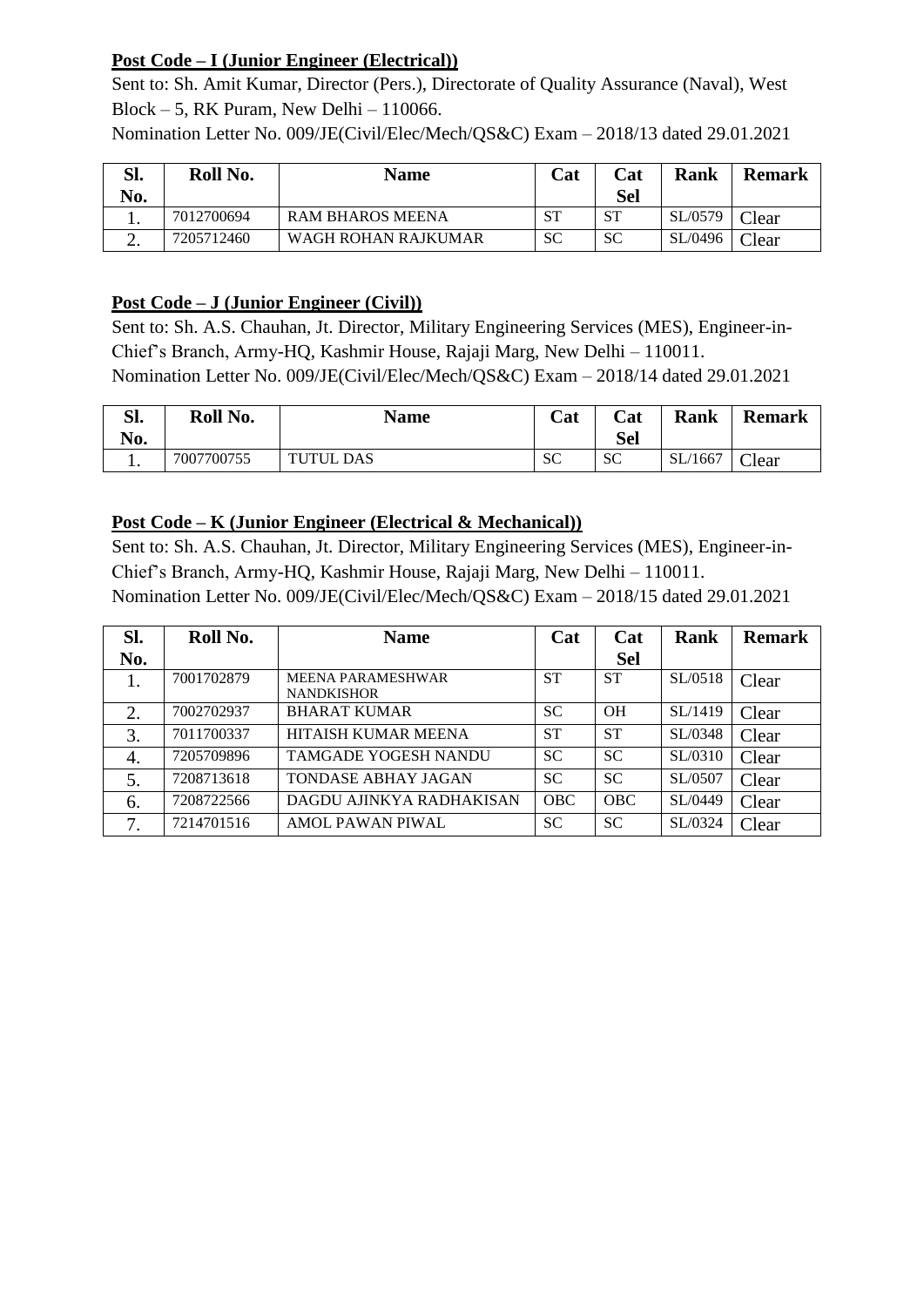**Post Code – I (Junior Engineer (Electrical))**

Sent to: Sh. Amit Kumar, Director (Pers.), Directorate of Quality Assurance (Naval), West Block – 5, RK Puram, New Delhi – 110066.

Nomination Letter No. 009/JE(Civil/Elec/Mech/QS&C) Exam – 2018/13 dated 29.01.2021

| Sl. No. | Roll No. | Name | Cat | Cat Sel | Rank | Remark |
|---|---|---|---|---|---|---|
| 1. | 7012700694 | RAM BHAROS MEENA | ST | ST | SL/0579 | Clear |
| 2. | 7205712460 | WAGH ROHAN RAJKUMAR | SC | SC | SL/0496 | Clear |

**Post Code – J (Junior Engineer (Civil))**

Sent to: Sh. A.S. Chauhan, Jt. Director, Military Engineering Services (MES), Engineer-in-Chief's Branch, Army-HQ, Kashmir House, Rajaji Marg, New Delhi – 110011.

Nomination Letter No. 009/JE(Civil/Elec/Mech/QS&C) Exam – 2018/14 dated 29.01.2021

| Sl. No. | Roll No. | Name | Cat | Cat Sel | Rank | Remark |
|---|---|---|---|---|---|---|
| 1. | 7007700755 | TUTUL DAS | SC | SC | SL/1667 | Clear |

**Post Code – K (Junior Engineer (Electrical & Mechanical))**

Sent to: Sh. A.S. Chauhan, Jt. Director, Military Engineering Services (MES), Engineer-in-Chief's Branch, Army-HQ, Kashmir House, Rajaji Marg, New Delhi – 110011.

Nomination Letter No. 009/JE(Civil/Elec/Mech/QS&C) Exam – 2018/15 dated 29.01.2021

| Sl. No. | Roll No. | Name | Cat | Cat Sel | Rank | Remark |
|---|---|---|---|---|---|---|
| 1. | 7001702879 | MEENA PARAMESHWAR NANDKISHOR | ST | ST | SL/0518 | Clear |
| 2. | 7002702937 | BHARAT KUMAR | SC | OH | SL/1419 | Clear |
| 3. | 7011700337 | HITAISH KUMAR MEENA | ST | ST | SL/0348 | Clear |
| 4. | 7205709896 | TAMGADE YOGESH NANDU | SC | SC | SL/0310 | Clear |
| 5. | 7208713618 | TONDASE ABHAY JAGAN | SC | SC | SL/0507 | Clear |
| 6. | 7208722566 | DAGDU AJINKYA RADHAKISAN | OBC | OBC | SL/0449 | Clear |
| 7. | 7214701516 | AMOL PAWAN PIWAL | SC | SC | SL/0324 | Clear |